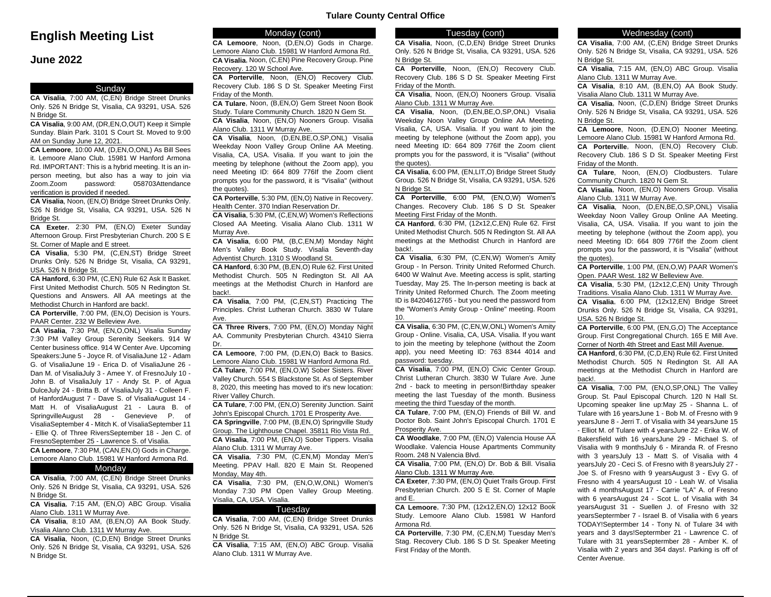# English Meeting List

## June 2022

Tulare County Central Office

### Sunday

**CA Visalia**, 7:00 AM, (C,EN) Bridge Street Drunks Only. 526 N Bridge St, Visalia, CA 93291, USA. 526 N Bridge St.

**CA Visalia**, 9:00 AM, (DR,EN,O,OUT) Keep it Simple Sunday. Blain Park. 3101 S Court St. Moved to 9:00 AM on Sunday June 12, 2021.

**CA Lemoore**, 10:00 AM, (D,EN,O,ONL) As Bill Sees it. Lemoore Alano Club. 15981 W Hanford Armona Rd. IMPORTANT: This is a hybrid meeting. It is an in-person meeting, but also has a way to join via Zoom.Zoom password: 058703Attendance verification is provided if needed.

**CA Visalia**, Noon, (EN,O) Bridge Street Drunks Only. 526 N Bridge St, Visalia, CA 93291, USA. 526 N Bridge St.

**CA Exeter**, 2:30 PM, (EN,O) Exeter Sunday Afternoon Group. First Presbyterian Church. 200 S E St. Corner of Maple and E street.

**CA Visalia**, 5:30 PM, (C,EN,ST) Bridge Street Drunks Only. 526 N Bridge St, Visalia, CA 93291, USA. 526 N Bridge St.

**CA Hanford**, 6:30 PM, (C,EN) Rule 62 Ask It Basket. First United Methodist Church. 505 N Redington St. Questions and Answers. All AA meetings at the Methodist Church in Hanford are back!.

**CA Porterville**, 7:00 PM, (EN,O) Decision is Yours. PAAR Center. 232 W Belleview Ave.

**CA Visalia**, 7:30 PM, (EN,O,ONL) Visalia Sunday 7:30 PM Valley Group Serenity Seekers. 914 W Center business office. 914 W Center Ave. Upcoming Speakers:June 5 - Joyce R. of VisaliaJune 12 - Adam G. of VisaliaJune 19 - Erica D. of VisaliaJune 26 - Dan M. of VisaliaJuly 3 - Amee Y. of FresnoJuly 10 - John B. of VisaliaJuly 17 - Andy St. P. of Agua DulceJuly 24 - Britta B. of VisaliaJuly 31 - Colleen F. of HanfordAugust 7 - Dave S. of VisaliaAugust 14 - Matt H. of VisaliaAugust 21 - Laura B. of SpringvilleAugust 28 - Genevieve P. of VisaliaSeptember 4 - Mitch K. of VisaliaSeptember 11 - Ellie Q. of Three RiversSeptember 18 - Jen C. of FresnoSeptember 25 - Lawrence S. of Visalia.

**CA Lemoore**, 7:30 PM, (CAN,EN,O) Gods in Charge. Lemoore Alano Club. 15981 W Hanford Armona Rd.

### Monday

**CA Visalia**, 7:00 AM, (C,EN) Bridge Street Drunks Only. 526 N Bridge St, Visalia, CA 93291, USA. 526 N Bridge St.

**CA Visalia**, 7:15 AM, (EN,O) ABC Group. Visalia Alano Club. 1311 W Murray Ave.

**CA Visalia**, 8:10 AM, (B,EN,O) AA Book Study. Visalia Alano Club. 1311 W Murray Ave.

**CA Visalia**, Noon, (C,D,EN) Bridge Street Drunks Only. 526 N Bridge St, Visalia, CA 93291, USA. 526 N Bridge St.

### Monday (cont)

**CA Lemoore**, Noon, (D,EN,O) Gods in Charge. Lemoore Alano Club. 15981 W Hanford Armona Rd.

**CA Visalia**, Noon, (C,EN) Pine Recovery Group. Pine Recovery. 120 W School Ave.

**CA Porterville**, Noon, (EN,O) Recovery Club. Recovery Club. 186 S D St. Speaker Meeting First Friday of the Month.

**CA Tulare**, Noon, (B,EN,O) Gem Street Noon Book Study. Tulare Community Church. 1820 N Gem St.

**CA Visalia**, Noon, (EN,O) Nooners Group. Visalia Alano Club. 1311 W Murray Ave.

**CA Visalia**, Noon, (D,EN,BE,O,SP,ONL) Visalia Weekday Noon Valley Group Online AA Meeting. Visalia, CA, USA. Visalia. If you want to join the meeting by telephone (without the Zoom app), you need Meeting ID: 664 809 776If the Zoom client prompts you for the password, it is "Visalia" (without the quotes).

**CA Porterville**, 5:30 PM, (EN,O) Native in Recovery. Health Center. 370 Indian Reservation Dr.

**CA Visalia**, 5:30 PM, (C,EN,W) Women's Reflections Closed AA Meeting. Visalia Alano Club. 1311 W Murray Ave.

**CA Visalia**, 6:00 PM, (B,C,EN,M) Monday Night Men's Valley Book Study. Visalia Seventh-day Adventist Church. 1310 S Woodland St.

**CA Hanford**, 6:30 PM, (B,EN,O) Rule 62. First United Methodist Church. 505 N Redington St. All AA meetings at the Methodist Church in Hanford are back!.

**CA Visalia**, 7:00 PM, (C,EN,ST) Practicing The Principles. Christ Lutheran Church. 3830 W Tulare Ave.

**CA Three Rivers**, 7:00 PM, (EN,O) Monday Night AA. Community Presbyterian Church. 43410 Sierra Dr.

**CA Lemoore**, 7:00 PM, (D,EN,O) Back to Basics. Lemoore Alano Club. 15981 W Hanford Armona Rd.

**CA Tulare**, 7:00 PM, (EN,O,W) Sober Sisters. River Valley Church. 554 S Blackstone St. As of September 8, 2020, this meeting has moved to it's new location: River Valley Church.

**CA Tulare**, 7:00 PM, (EN,O) Serenity Junction. Saint John's Episcopal Church. 1701 E Prosperity Ave.

**CA Springville**, 7:00 PM, (B,EN,O) Springville Study Group. The Lighthouse Chapel. 35811 Rio Vista Rd.

**CA Visalia**, 7:00 PM, (EN,O) Sober Tippers. Visalia Alano Club. 1311 W Murray Ave.

**CA Visalia**, 7:30 PM, (C,EN,M) Monday Men's Meeting. PPAV Hall. 820 E Main St. Reopened Monday, May 4th.

**CA Visalia**, 7:30 PM, (EN,O,W,ONL) Women's Monday 7:30 PM Open Valley Group Meeting. Visalia, CA, USA. Visalia.

### Tuesday

**CA Visalia**, 7:00 AM, (C,EN) Bridge Street Drunks Only. 526 N Bridge St, Visalia, CA 93291, USA. 526 N Bridge St.

**CA Visalia**, 7:15 AM, (EN,O) ABC Group. Visalia Alano Club. 1311 W Murray Ave.

### Tuesday (cont)

**CA Visalia**, Noon, (C,D,EN) Bridge Street Drunks Only. 526 N Bridge St, Visalia, CA 93291, USA. 526 N Bridge St.

**CA Porterville**, Noon, (EN,O) Recovery Club. Recovery Club. 186 S D St. Speaker Meeting First Friday of the Month.

**CA Visalia**, Noon, (EN,O) Nooners Group. Visalia Alano Club. 1311 W Murray Ave.

**CA Visalia**, Noon, (D,EN,BE,O,SP,ONL) Visalia Weekday Noon Valley Group Online AA Meeting. Visalia, CA, USA. Visalia. If you want to join the meeting by telephone (without the Zoom app), you need Meeting ID: 664 809 776If the Zoom client prompts you for the password, it is "Visalia" (without the quotes).

**CA Visalia**, 6:00 PM, (EN,LIT,O) Bridge Street Study Group. 526 N Bridge St, Visalia, CA 93291, USA. 526 N Bridge St.

**CA Porterville**, 6:00 PM, (EN,O,W) Women's Changes. Recovery Club. 186 S D St. Speaker Meeting First Friday of the Month.

**CA Hanford**, 6:30 PM, (12x12,C,EN) Rule 62. First United Methodist Church. 505 N Redington St. All AA meetings at the Methodist Church in Hanford are back!.

**CA Visalia**, 6:30 PM, (C,EN,W) Women's Amity Group - In Person. Trinity United Reformed Church. 6400 W Walnut Ave. Meeting access is split, starting Tuesday, May 25. The In-person meeting is back at Trinity United Reformed Church. The Zoom meeting ID is 84204612765 - but you need the password from the "Women's Amity Group - Online" meeting. Room 10.

**CA Visalia**, 6:30 PM, (C,EN,W,ONL) Women's Amity Group - Online. Visalia, CA, USA. Visalia. If you want to join the meeting by telephone (without the Zoom app), you need Meeting ID: 763 8344 4014 and password: tuesday.

**CA Visalia**, 7:00 PM, (EN,O) Civic Center Group. Christ Lutheran Church. 3830 W Tulare Ave. June 2nd - back to meeting in person!Birthday speaker meeting the last Tuesday of the month. Business meeting the third Tuesday of the month.

**CA Tulare**, 7:00 PM, (EN,O) Friends of Bill W. and Doctor Bob. Saint John's Episcopal Church. 1701 E Prosperity Ave.

**CA Woodlake**, 7:00 PM, (EN,O) Valencia House AA Woodlake. Valencia House Apartments Community Room. 248 N Valencia Blvd.

**CA Visalia**, 7:00 PM, (EN,O) Dr. Bob & Bill. Visalia Alano Club. 1311 W Murray Ave.

**CA Exeter**, 7:30 PM, (EN,O) Quiet Trails Group. First Presbyterian Church. 200 S E St. Corner of Maple and E.

**CA Lemoore**, 7:30 PM, (12x12,EN,O) 12x12 Book Study. Lemoore Alano Club. 15981 W Hanford Armona Rd.

**CA Porterville**, 7:30 PM, (C,EN,M) Tuesday Men's Stag. Recovery Club. 186 S D St. Speaker Meeting First Friday of the Month.

### Wednesday (cont)

**CA Visalia**, 7:00 AM, (C,EN) Bridge Street Drunks Only. 526 N Bridge St, Visalia, CA 93291, USA. 526 N Bridge St.

**CA Visalia**, 7:15 AM, (EN,O) ABC Group. Visalia Alano Club. 1311 W Murray Ave.

**CA Visalia**, 8:10 AM, (B,EN,O) AA Book Study. Visalia Alano Club. 1311 W Murray Ave.

**CA Visalia**, Noon, (C,D,EN) Bridge Street Drunks Only. 526 N Bridge St, Visalia, CA 93291, USA. 526 N Bridge St.

**CA Lemoore**, Noon, (D,EN,O) Nooner Meeting. Lemoore Alano Club. 15981 W Hanford Armona Rd.

**CA Porterville**, Noon, (EN,O) Recovery Club. Recovery Club. 186 S D St. Speaker Meeting First Friday of the Month.

**CA Tulare**, Noon, (EN,O) Clodbusters. Tulare Community Church. 1820 N Gem St.

**CA Visalia**, Noon, (EN,O) Nooners Group. Visalia Alano Club. 1311 W Murray Ave.

**CA Visalia**, Noon, (D,EN,BE,O,SP,ONL) Visalia Weekday Noon Valley Group Online AA Meeting. Visalia, CA, USA. Visalia. If you want to join the meeting by telephone (without the Zoom app), you need Meeting ID: 664 809 776If the Zoom client prompts you for the password, it is "Visalia" (without the quotes).

**CA Porterville**, 1:00 PM, (EN,O,W) PAAR Women's Open. PAAR West. 182 W Belleview Ave.

**CA Visalia**, 5:30 PM, (12x12,C,EN) Unity Through Traditions. Visalia Alano Club. 1311 W Murray Ave.

**CA Visalia**, 6:00 PM, (12x12,EN) Bridge Street Drunks Only. 526 N Bridge St, Visalia, CA 93291, USA. 526 N Bridge St.

**CA Porterville**, 6:00 PM, (EN,G,O) The Acceptance Group. First Congregational Church. 165 E Mill Ave. Corner of North 4th Street and East Mill Avenue.

**CA Hanford**, 6:30 PM, (C,D,EN) Rule 62. First United Methodist Church. 505 N Redington St. All AA meetings at the Methodist Church in Hanford are back!.

**CA Visalia**, 7:00 PM, (EN,O,SP,ONL) The Valley Group. St. Paul Episcopal Church. 120 N Hall St. Upcoming speaker line up:May 25 - Shanna L. of Tulare with 16 yearsJune 1 - Bob M. of Fresno with 9 yearsJune 8 - Jerri T. of Visalia with 34 yearsJune 15 - Elliot M. of Tulare with 4 yearsJune 22 - Erika W. of Bakersfield with 16 yearsJune 29 - Michael S. of Visalia with 9 monthsJuly 6 - Miranda R. of Fresno with 3 yearsJuly 13 - Matt S. of Visalia with 4 yearsJuly 20 - Ceci S. of Fresno with 8 yearsJuly 27 - Joe S. of Fresno with 9 yearsAugust 3 - Evy G. of Fresno with 4 yearsAugust 10 - Leah W. of Visalia with 4 monthsAugust 17 - Carrie "LA" A. of Fresno with 6 yearsAugust 24 - Scot L. of Visalia with 34 yearsAugust 31 - Suellen J. of Fresno with 32 yearsSeptermber 7 - Israel B. of Visalia with 6 years TODAY!Septermber 14 - Tony N. of Tulare 34 with years and 3 days!Septermber 21 - Lawrence C. of Tulare with 31 yearsSeptermber 28 - Amber K. of Visalia with 2 years and 364 days!. Parking is off of Center Avenue.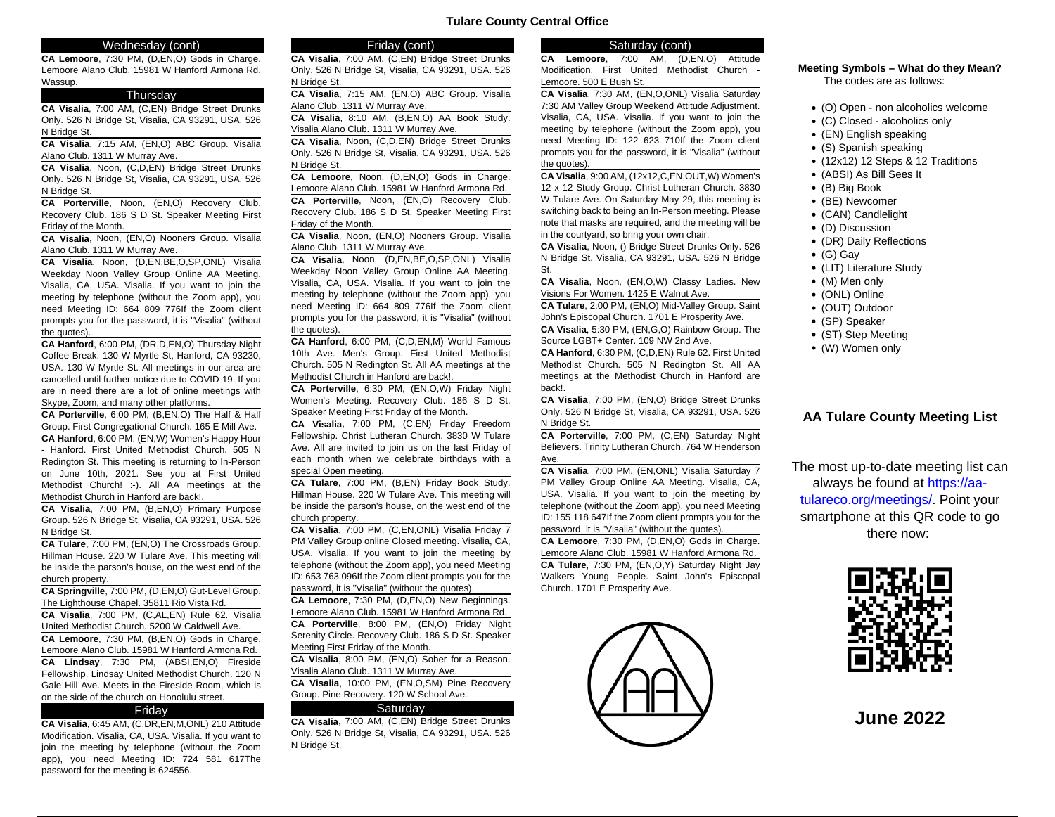## Wednesday (cont)

**CA Lemoore**, 7:30 PM, (D,EN,O) Gods in Charge. Lemoore Alano Club. 15981 W Hanford Armona Rd. Wassup.

## Thursday

**CA Visalia**, 7:00 AM, (C,EN) Bridge Street Drunks Only. 526 N Bridge St, Visalia, CA 93291, USA. 526 N Bridge St.

**CA Visalia**, 7:15 AM, (EN,O) ABC Group. Visalia Alano Club. 1311 W Murray Ave.

**CA Visalia**, Noon, (C,D,EN) Bridge Street Drunks Only. 526 N Bridge St, Visalia, CA 93291, USA. 526 N Bridge St.

**CA Porterville**, Noon, (EN,O) Recovery Club. Recovery Club. 186 S D St. Speaker Meeting First Friday of the Month.

**CA Visalia**, Noon, (EN,O) Nooners Group. Visalia Alano Club. 1311 W Murray Ave.

**CA Visalia**, Noon, (D,EN,BE,O,SP,ONL) Visalia Weekday Noon Valley Group Online AA Meeting. Visalia, CA, USA. Visalia. If you want to join the meeting by telephone (without the Zoom app), you need Meeting ID: 664 809 776If the Zoom client prompts you for the password, it is "Visalia" (without the quotes).

**CA Hanford**, 6:00 PM, (DR,D,EN,O) Thursday Night Coffee Break. 130 W Myrtle St, Hanford, CA 93230, USA. 130 W Myrtle St. All meetings in our area are cancelled until further notice due to COVID-19. If you are in need there are a lot of online meetings with Skype, Zoom, and many other platforms.

**CA Porterville**, 6:00 PM, (B,EN,O) The Half & Half Group. First Congregational Church. 165 E Mill Ave.

**CA Hanford**, 6:00 PM, (EN,W) Women's Happy Hour - Hanford. First United Methodist Church. 505 N Redington St. This meeting is returning to In-Person on June 10th, 2021. See you at First United Methodist Church! :-). All AA meetings at the Methodist Church in Hanford are back!.

**CA Visalia**, 7:00 PM, (B,EN,O) Primary Purpose Group. 526 N Bridge St, Visalia, CA 93291, USA. 526 N Bridge St.

**CA Tulare**, 7:00 PM, (EN,O) The Crossroads Group. Hillman House. 220 W Tulare Ave. This meeting will be inside the parson's house, on the west end of the church property.

**CA Springville**, 7:00 PM, (D,EN,O) Gut-Level Group. The Lighthouse Chapel. 35811 Rio Vista Rd.

**CA Visalia**, 7:00 PM, (C,AL,EN) Rule 62. Visalia United Methodist Church. 5200 W Caldwell Ave.

**CA Lemoore**, 7:30 PM, (B,EN,O) Gods in Charge. Lemoore Alano Club. 15981 W Hanford Armona Rd.

**CA Lindsay**, 7:30 PM, (ABSI,EN,O) Fireside Fellowship. Lindsay United Methodist Church. 120 N Gale Hill Ave. Meets in the Fireside Room, which is on the side of the church on Honolulu street.

## Friday

**CA Visalia**, 6:45 AM, (C,DR,EN,M,ONL) 210 Attitude Modification. Visalia, CA, USA. Visalia. If you want to join the meeting by telephone (without the Zoom app), you need Meeting ID: 724 581 617The password for the meeting is 624556.

## Friday (cont)

**CA Visalia**, 7:00 AM, (C,EN) Bridge Street Drunks Only. 526 N Bridge St, Visalia, CA 93291, USA. 526 N Bridge St.

**CA Visalia**, 7:15 AM, (EN,O) ABC Group. Visalia Alano Club. 1311 W Murray Ave.

**CA Visalia**, 8:10 AM, (B,EN,O) AA Book Study. Visalia Alano Club. 1311 W Murray Ave.

**CA Visalia**, Noon, (C,D,EN) Bridge Street Drunks Only. 526 N Bridge St, Visalia, CA 93291, USA. 526 N Bridge St.

**CA Lemoore**, Noon, (D,EN,O) Gods in Charge. Lemoore Alano Club. 15981 W Hanford Armona Rd.

**CA Porterville**, Noon, (EN,O) Recovery Club. Recovery Club. 186 S D St. Speaker Meeting First Friday of the Month.

**CA Visalia**, Noon, (EN,O) Nooners Group. Visalia Alano Club. 1311 W Murray Ave.

**CA Visalia**, Noon, (D,EN,BE,O,SP,ONL) Visalia Weekday Noon Valley Group Online AA Meeting. Visalia, CA, USA. Visalia. If you want to join the meeting by telephone (without the Zoom app), you need Meeting ID: 664 809 776If the Zoom client prompts you for the password, it is "Visalia" (without the quotes).

**CA Hanford**, 6:00 PM, (C,D,EN,M) World Famous 10th Ave. Men's Group. First United Methodist Church. 505 N Redington St. All AA meetings at the Methodist Church in Hanford are back!.

**CA Porterville**, 6:30 PM, (EN,O,W) Friday Night Women's Meeting. Recovery Club. 186 S D St. Speaker Meeting First Friday of the Month.

**CA Visalia**, 7:00 PM, (C,EN) Friday Freedom Fellowship. Christ Lutheran Church. 3830 W Tulare Ave. All are invited to join us on the last Friday of each month when we celebrate birthdays with a special Open meeting.

**CA Tulare**, 7:00 PM, (B,EN) Friday Book Study. Hillman House. 220 W Tulare Ave. This meeting will be inside the parson's house, on the west end of the church property.

**CA Visalia**, 7:00 PM, (C,EN,ONL) Visalia Friday 7 PM Valley Group online Closed meeting. Visalia, CA, USA. Visalia. If you want to join the meeting by telephone (without the Zoom app), you need Meeting ID: 653 763 096If the Zoom client prompts you for the password, it is "Visalia" (without the quotes).

**CA Lemoore**, 7:30 PM, (D,EN,O) New Beginnings. Lemoore Alano Club. 15981 W Hanford Armona Rd.

**CA Porterville**, 8:00 PM, (EN,O) Friday Night Serenity Circle. Recovery Club. 186 S D St. Speaker Meeting First Friday of the Month.

**CA Visalia**, 8:00 PM, (EN,O) Sober for a Reason. Visalia Alano Club. 1311 W Murray Ave.

**CA Visalia**, 10:00 PM, (EN,O,SM) Pine Recovery Group. Pine Recovery. 120 W School Ave.

## Saturday

**CA Visalia**, 7:00 AM, (C,EN) Bridge Street Drunks Only. 526 N Bridge St, Visalia, CA 93291, USA. 526 N Bridge St.

## Saturday (cont)

**CA Lemoore**, 7:00 AM, (D,EN,O) Attitude Modification. First United Methodist Church - Lemoore. 500 E Bush St.

**CA Visalia**, 7:30 AM, (EN,O,ONL) Visalia Saturday 7:30 AM Valley Group Weekend Attitude Adjustment. Visalia, CA, USA. Visalia. If you want to join the meeting by telephone (without the Zoom app), you need Meeting ID: 122 623 710If the Zoom client prompts you for the password, it is "Visalia" (without the quotes).

**CA Visalia**, 9:00 AM, (12x12,C,EN,OUT,W) Women's 12 x 12 Study Group. Christ Lutheran Church. 3830 W Tulare Ave. On Saturday May 29, this meeting is switching back to being an In-Person meeting. Please note that masks are required, and the meeting will be in the courtyard, so bring your own chair.

**CA Visalia**, Noon, () Bridge Street Drunks Only. 526 N Bridge St, Visalia, CA 93291, USA. 526 N Bridge St.

**CA Visalia**, Noon, (EN,O,W) Classy Ladies. New Visions For Women. 1425 E Walnut Ave.

**CA Tulare**, 2:00 PM, (EN,O) Mid-Valley Group. Saint John's Episcopal Church. 1701 E Prosperity Ave.

**CA Visalia**, 5:30 PM, (EN,G,O) Rainbow Group. The Source LGBT+ Center. 109 NW 2nd Ave.

**CA Hanford**, 6:30 PM, (C,D,EN) Rule 62. First United Methodist Church. 505 N Redington St. All AA meetings at the Methodist Church in Hanford are back!.

**CA Visalia**, 7:00 PM, (EN,O) Bridge Street Drunks Only. 526 N Bridge St, Visalia, CA 93291, USA. 526 N Bridge St.

**CA Porterville**, 7:00 PM, (C,EN) Saturday Night Believers. Trinity Lutheran Church. 764 W Henderson Ave.

**CA Visalia**, 7:00 PM, (EN,ONL) Visalia Saturday 7 PM Valley Group Online AA Meeting. Visalia, CA, USA. Visalia. If you want to join the meeting by telephone (without the Zoom app), you need Meeting ID: 155 118 647If the Zoom client prompts you for the password, it is "Visalia" (without the quotes).

**CA Lemoore**, 7:30 PM, (D,EN,O) Gods in Charge. Lemoore Alano Club. 15981 W Hanford Armona Rd.

**CA Tulare**, 7:30 PM, (EN,O,Y) Saturday Night Jay Walkers Young People. Saint John's Episcopal Church. 1701 E Prosperity Ave.

**Meeting Symbols – What do they Mean?**

The codes are as follows:

- (O) Open - non alcoholics welcome
- (C) Closed - alcoholics only
- (EN) English speaking
- (S) Spanish speaking
- (12x12) 12 Steps & 12 Traditions
- (ABSI) As Bill Sees It
- (B) Big Book
- (BE) Newcomer
- (CAN) Candlelight
- (D) Discussion
- (DR) Daily Reflections
- (G) Gay
- (LIT) Literature Study
- (M) Men only
- (ONL) Online
- (OUT) Outdoor
- (SP) Speaker
- (ST) Step Meeting
- (W) Women only

## AA Tulare County Meeting List

The most up-to-date meeting list can always be found at https://aa-tulareco.org/meetings/. Point your smartphone at this QR code to go there now:

## June 2022